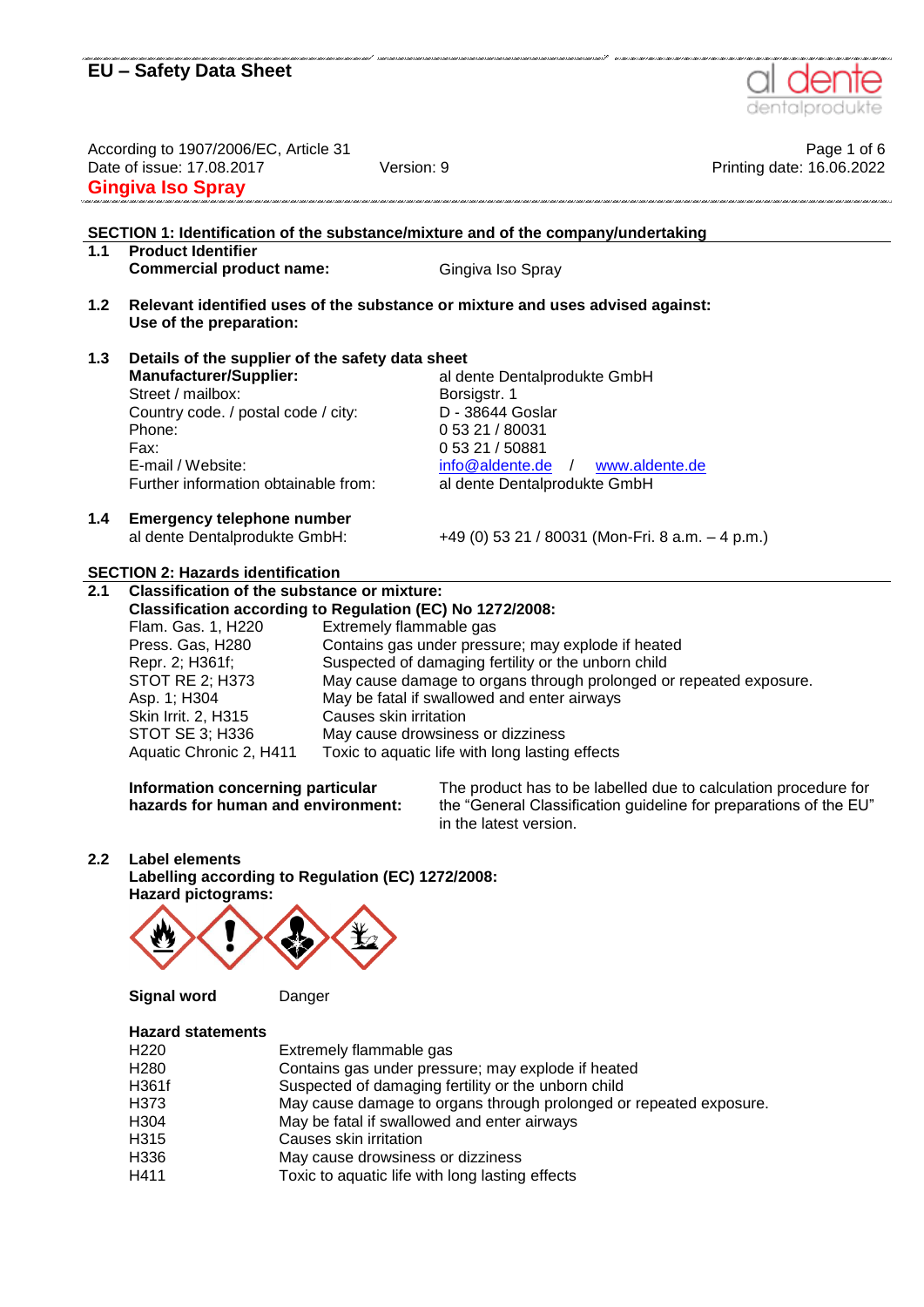# EU – Safety Data Sheet

According to 1907/2006/EC, Article 31
Date of issue: 17.08.2017 Version: 9 Printing date: 16.06.2022

**Gingiva Iso Spray**

## SECTION 1: Identification of the substance/mixture and of the company/undertaking

### 1.1 Product Identifier

**Commercial product name:** Gingiva Iso Spray

### 1.2 Relevant identified uses of the substance or mixture and uses advised against:

**Use of the preparation:**

### 1.3 Details of the supplier of the safety data sheet

| | |
|---|---|
| **Manufacturer/Supplier:** | al dente Dentalprodukte GmbH |
| Street / mailbox: | Borsigstr. 1 |
| Country code. / postal code / city: | D - 38644 Goslar |
| Phone: | 0 53 21 / 80031 |
| Fax: | 0 53 21 / 50881 |
| E-mail / Website: | info@aldente.de / www.aldente.de |
| Further information obtainable from: | al dente Dentalprodukte GmbH |

### 1.4 Emergency telephone number

al dente Dentalprodukte GmbH: +49 (0) 53 21 / 80031 (Mon-Fri. 8 a.m. – 4 p.m.)

## SECTION 2: Hazards identification

### 2.1 Classification of the substance or mixture:

**Classification according to Regulation (EC) No 1272/2008:**

| | |
|---|---|
| Flam. Gas. 1, H220 | Extremely flammable gas |
| Press. Gas, H280 | Contains gas under pressure; may explode if heated |
| Repr. 2; H361f; | Suspected of damaging fertility or the unborn child |
| STOT RE 2; H373 | May cause damage to organs through prolonged or repeated exposure. |
| Asp. 1; H304 | May be fatal if swallowed and enter airways |
| Skin Irrit. 2, H315 | Causes skin irritation |
| STOT SE 3; H336 | May cause drowsiness or dizziness |
| Aquatic Chronic 2, H411 | Toxic to aquatic life with long lasting effects |

**Information concerning particular hazards for human and environment:** The product has to be labelled due to calculation procedure for the "General Classification guideline for preparations of the EU" in the latest version.

### 2.2 Label elements

**Labelling according to Regulation (EC) 1272/2008:**

**Hazard pictograms:**

**Signal word** Danger

**Hazard statements**

| | |
|---|---|
| H220 | Extremely flammable gas |
| H280 | Contains gas under pressure; may explode if heated |
| H361f | Suspected of damaging fertility or the unborn child |
| H373 | May cause damage to organs through prolonged or repeated exposure. |
| H304 | May be fatal if swallowed and enter airways |
| H315 | Causes skin irritation |
| H336 | May cause drowsiness or dizziness |
| H411 | Toxic to aquatic life with long lasting effects |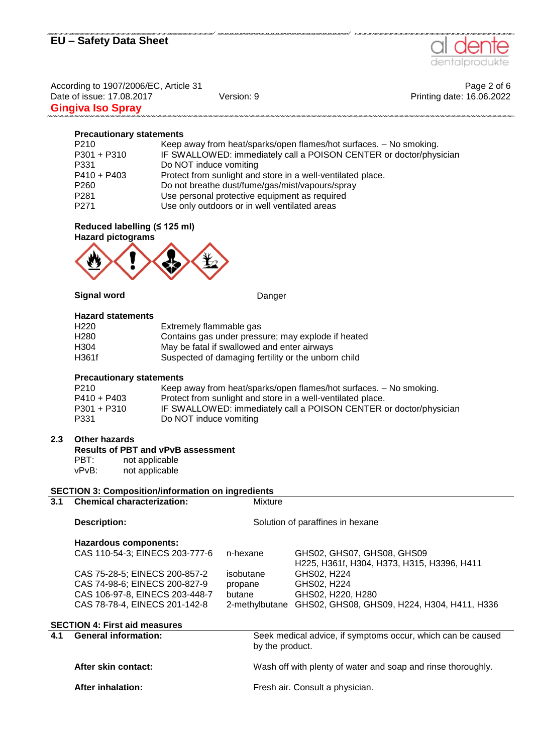**Precautionary statements**

| | |
|---|---|
| P210 | Keep away from heat/sparks/open flames/hot surfaces. – No smoking. |
| P301 + P310 | IF SWALLOWED: immediately call a POISON CENTER or doctor/physician |
| P331 | Do NOT induce vomiting |
| P410 + P403 | Protect from sunlight and store in a well-ventilated place. |
| P260 | Do not breathe dust/fume/gas/mist/vapours/spray |
| P281 | Use personal protective equipment as required |
| P271 | Use only outdoors or in well ventilated areas |

**Reduced labelling (≤ 125 ml)**

**Hazard pictograms**

**Signal word** Danger

**Hazard statements**

| | |
|---|---|
| H220 | Extremely flammable gas |
| H280 | Contains gas under pressure; may explode if heated |
| H304 | May be fatal if swallowed and enter airways |
| H361f | Suspected of damaging fertility or the unborn child |

**Precautionary statements**

| | |
|---|---|
| P210 | Keep away from heat/sparks/open flames/hot surfaces. – No smoking. |
| P410 + P403 | Protect from sunlight and store in a well-ventilated place. |
| P301 + P310 | IF SWALLOWED: immediately call a POISON CENTER or doctor/physician |
| P331 | Do NOT induce vomiting |

**2.3 Other hazards**

**Results of PBT and vPvB assessment**

PBT: not applicable
vPvB: not applicable

## SECTION 3: Composition/information on ingredients

**3.1 Chemical characterization:** Mixture

**Description:** Solution of paraffines in hexane

**Hazardous components:**

| | | |
|---|---|---|
| CAS 110-54-3; EINECS 203-777-6 | n-hexane | GHS02, GHS07, GHS08, GHS09 H225, H361f, H304, H373, H315, H3396, H411 |
| CAS 75-28-5; EINECS 200-857-2 | isobutane | GHS02, H224 |
| CAS 74-98-6; EINECS 200-827-9 | propane | GHS02, H224 |
| CAS 106-97-8, EINECS 203-448-7 | butane | GHS02, H220, H280 |
| CAS 78-78-4, EINECS 201-142-8 | 2-methylbutane | GHS02, GHS08, GHS09, H224, H304, H411, H336 |

## SECTION 4: First aid measures

**4.1 General information:** Seek medical advice, if symptoms occur, which can be caused by the product.

**After skin contact:** Wash off with plenty of water and soap and rinse thoroughly.

**After inhalation:** Fresh air. Consult a physician.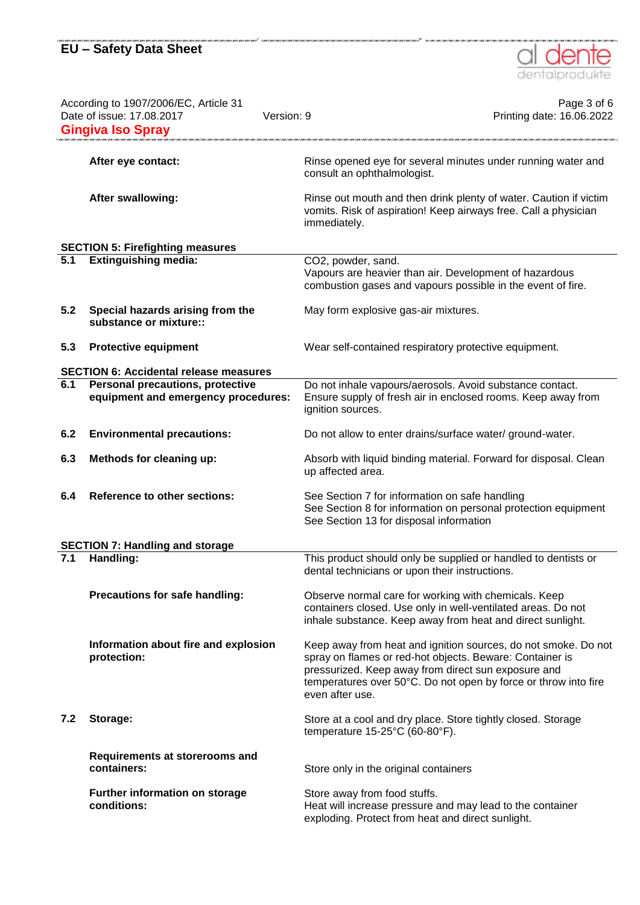| | | |
|---|---|---|
| | **After eye contact:** | Rinse opened eye for several minutes under running water and consult an ophthalmologist. |
| | **After swallowing:** | Rinse out mouth and then drink plenty of water. Caution if victim vomits. Risk of aspiration! Keep airways free. Call a physician immediately. |

## SECTION 5: Firefighting measures

| | | |
|---|---|---|
| **5.1** | **Extinguishing media:** | $CO_2$, powder, sand. Vapours are heavier than air. Development of hazardous combustion gases and vapours possible in the event of fire. |
| **5.2** | **Special hazards arising from the substance or mixture::** | May form explosive gas-air mixtures. |
| **5.3** | **Protective equipment** | Wear self-contained respiratory protective equipment. |

## SECTION 6: Accidental release measures

| | | |
|---|---|---|
| **6.1** | **Personal precautions, protective equipment and emergency procedures:** | Do not inhale vapours/aerosols. Avoid substance contact. Ensure supply of fresh air in enclosed rooms. Keep away from ignition sources. |
| **6.2** | **Environmental precautions:** | Do not allow to enter drains/surface water/ ground-water. |
| **6.3** | **Methods for cleaning up:** | Absorb with liquid binding material. Forward for disposal. Clean up affected area. |
| **6.4** | **Reference to other sections:** | See Section 7 for information on safe handling<br>See Section 8 for information on personal protection equipment<br>See Section 13 for disposal information |

## SECTION 7: Handling and storage

| | | |
|---|---|---|
| **7.1** | **Handling:** | This product should only be supplied or handled to dentists or dental technicians or upon their instructions. |
| | **Precautions for safe handling:** | Observe normal care for working with chemicals. Keep containers closed. Use only in well-ventilated areas. Do not inhale substance. Keep away from heat and direct sunlight. |
| | **Information about fire and explosion protection:** | Keep away from heat and ignition sources, do not smoke. Do not spray on flames or red-hot objects. Beware: Container is pressurized. Keep away from direct sun exposure and temperatures over 50°C. Do not open by force or throw into fire even after use. |
| **7.2** | **Storage:** | Store at a cool and dry place. Store tightly closed. Storage temperature 15-25°C (60-80°F). |
| | **Requirements at storerooms and containers:** | Store only in the original containers |
| | **Further information on storage conditions:** | Store away from food stuffs.<br>Heat will increase pressure and may lead to the container exploding. Protect from heat and direct sunlight. |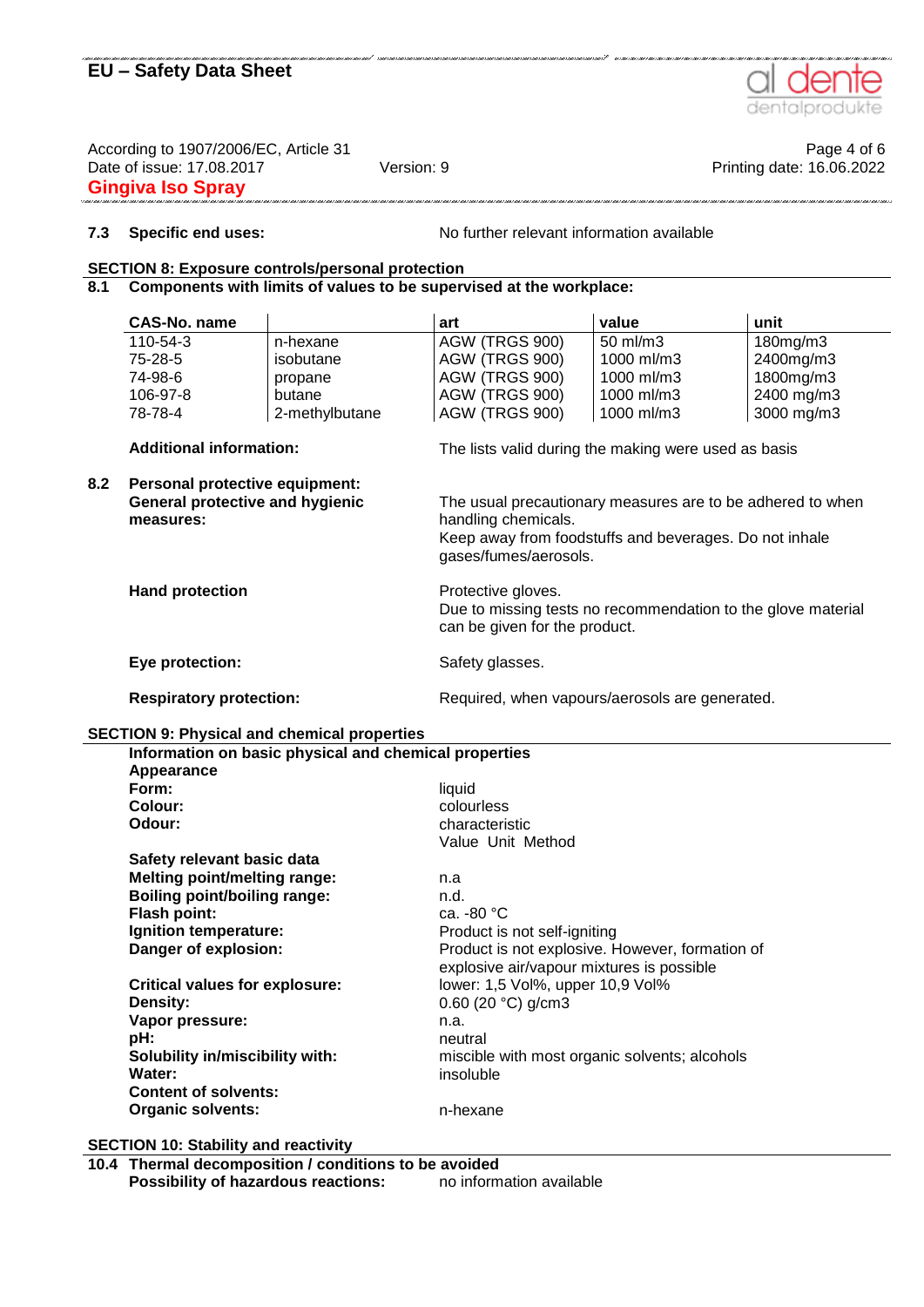**7.3 Specific end uses:** No further relevant information available

## SECTION 8: Exposure controls/personal protection

### 8.1 Components with limits of values to be supervised at the workplace:

| CAS-No. name | | art | value | unit |
|---|---|---|---|---|
| 110-54-3 | n-hexane | AGW (TRGS 900) | 50 ml/m3 | 180mg/m3 |
| 75-28-5 | isobutane | AGW (TRGS 900) | 1000 ml/m3 | 2400mg/m3 |
| 74-98-6 | propane | AGW (TRGS 900) | 1000 ml/m3 | 1800mg/m3 |
| 106-97-8 | butane | AGW (TRGS 900) | 1000 ml/m3 | 2400 mg/m3 |
| 78-78-4 | 2-methylbutane | AGW (TRGS 900) | 1000 ml/m3 | 3000 mg/m3 |

**Additional information:** The lists valid during the making were used as basis

### 8.2 Personal protective equipment:

**General protective and hygienic measures:** The usual precautionary measures are to be adhered to when handling chemicals.
Keep away from foodstuffs and beverages. Do not inhale gases/fumes/aerosols.

**Hand protection** Protective gloves.
Due to missing tests no recommendation to the glove material can be given for the product.

**Eye protection:** Safety glasses.

**Respiratory protection:** Required, when vapours/aerosols are generated.

## SECTION 9: Physical and chemical properties

**Information on basic physical and chemical properties**

**Appearance**

**Form:** liquid
**Colour:** colourless
**Odour:** characteristic

Value Unit Method

**Safety relevant basic data**

**Melting point/melting range:** n.a
**Boiling point/boiling range:** n.d.
**Flash point:** ca. -80 °C
**Ignition temperature:** Product is not self-igniting
**Danger of explosion:** Product is not explosive. However, formation of explosive air/vapour mixtures is possible
**Critical values for explosure:** lower: 1,5 Vol%, upper 10,9 Vol%
**Density:** 0.60 (20 °C) g/cm3
**Vapor pressure:** n.a.
**pH:** neutral
**Solubility in/miscibility with:** miscible with most organic solvents; alcohols
**Water:** insoluble
**Content of solvents:**
**Organic solvents:** n-hexane

## SECTION 10: Stability and reactivity

### 10.4 Thermal decomposition / conditions to be avoided

**Possibility of hazardous reactions:** no information available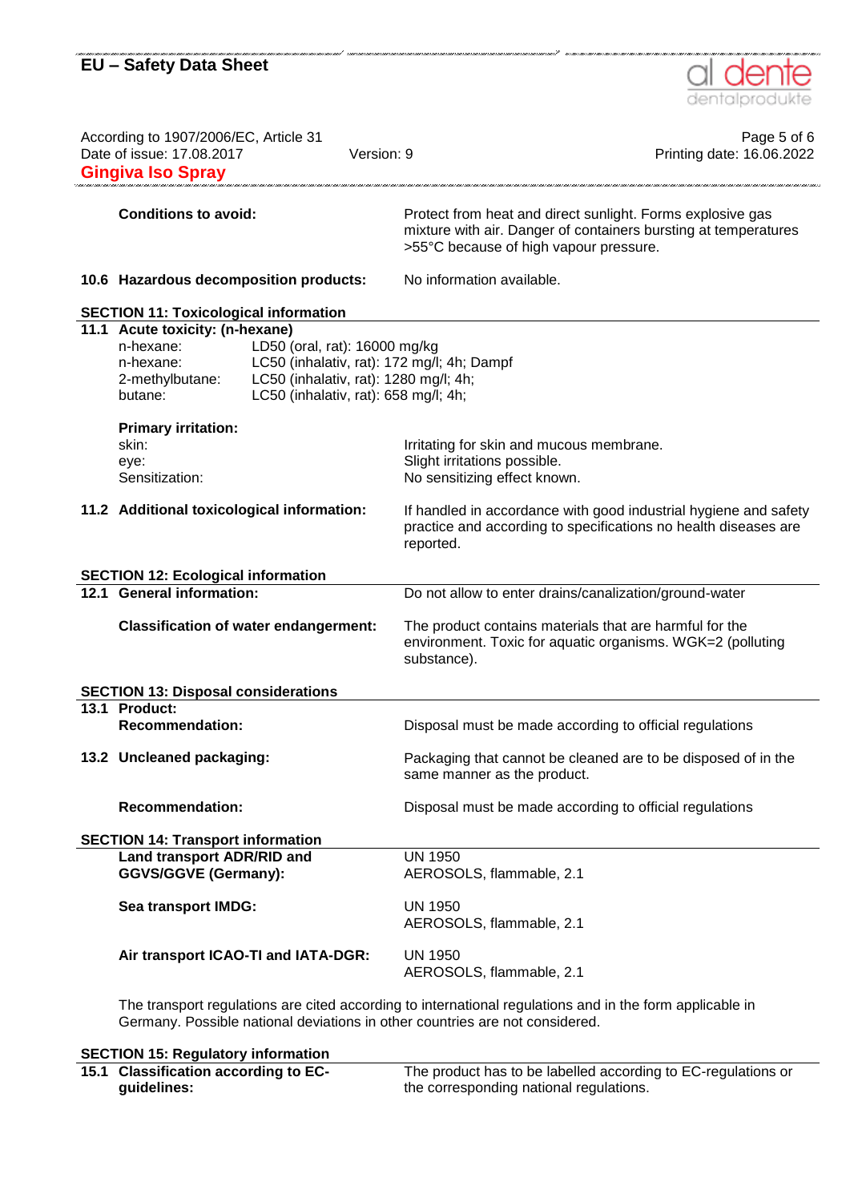**Conditions to avoid:** Protect from heat and direct sunlight. Forms explosive gas mixture with air. Danger of containers bursting at temperatures >55°C because of high vapour pressure.

**10.6 Hazardous decomposition products:** No information available.

## SECTION 11: Toxicological information

**11.1 Acute toxicity: (n-hexane)**

| | |
|---|---|
| n-hexane: | LD50 (oral, rat): 16000 mg/kg |
| n-hexane: | LC50 (inhalativ, rat): 172 mg/l; 4h; Dampf |
| 2-methylbutane: | LC50 (inhalativ, rat): 1280 mg/l; 4h; |
| butane: | LC50 (inhalativ, rat): 658 mg/l; 4h; |

**Primary irritation:**

| | |
|---|---|
| skin: | Irritating for skin and mucous membrane. |
| eye: | Slight irritations possible. |
| Sensitization: | No sensitizing effect known. |

**11.2 Additional toxicological information:** If handled in accordance with good industrial hygiene and safety practice and according to specifications no health diseases are reported.

## SECTION 12: Ecological information

**12.1 General information:** Do not allow to enter drains/canalization/ground-water

**Classification of water endangerment:** The product contains materials that are harmful for the environment. Toxic for aquatic organisms. WGK=2 (polluting substance).

## SECTION 13: Disposal considerations

**13.1 Product:**

**Recommendation:** Disposal must be made according to official regulations

**13.2 Uncleaned packaging:** Packaging that cannot be cleaned are to be disposed of in the same manner as the product.

**Recommendation:** Disposal must be made according to official regulations

## SECTION 14: Transport information

**Land transport ADR/RID and GGVS/GGVE (Germany):** UN 1950
AEROSOLS, flammable, 2.1

**Sea transport IMDG:** UN 1950
AEROSOLS, flammable, 2.1

**Air transport ICAO-TI and IATA-DGR:** UN 1950
AEROSOLS, flammable, 2.1

The transport regulations are cited according to international regulations and in the form applicable in Germany. Possible national deviations in other countries are not considered.

## SECTION 15: Regulatory information

**15.1 Classification according to EC-guidelines:** The product has to be labelled according to EC-regulations or the corresponding national regulations.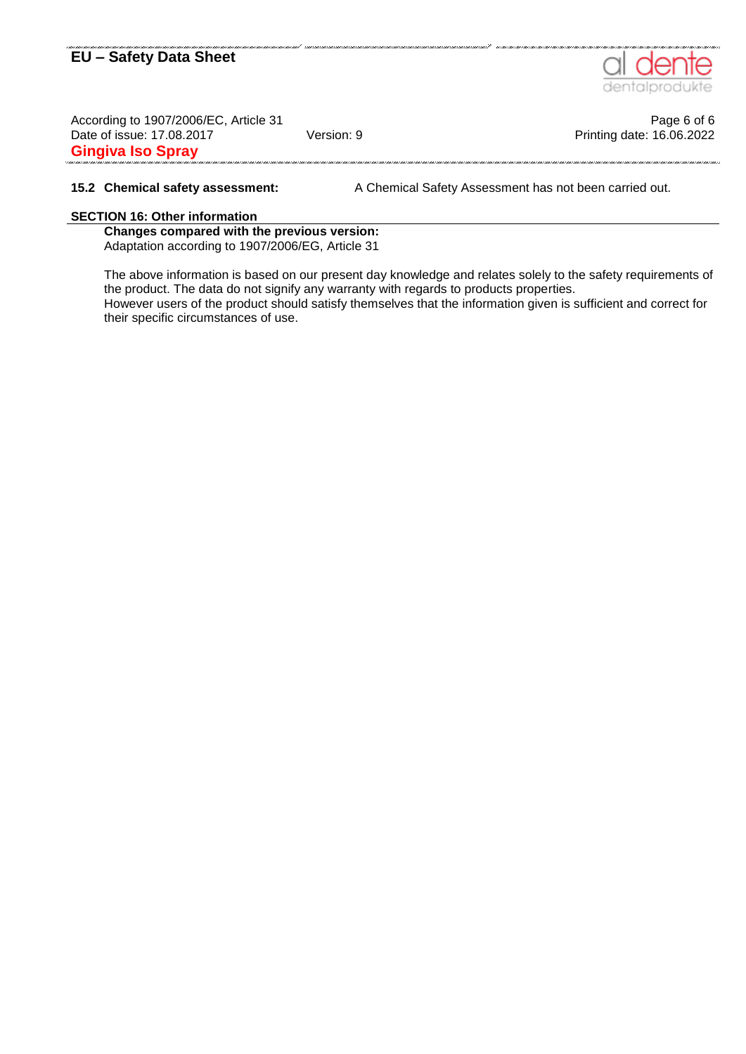**15.2 Chemical safety assessment:** A Chemical Safety Assessment has not been carried out.

## SECTION 16: Other information

**Changes compared with the previous version:**
Adaptation according to 1907/2006/EG, Article 31

The above information is based on our present day knowledge and relates solely to the safety requirements of the product. The data do not signify any warranty with regards to products properties.
However users of the product should satisfy themselves that the information given is sufficient and correct for their specific circumstances of use.